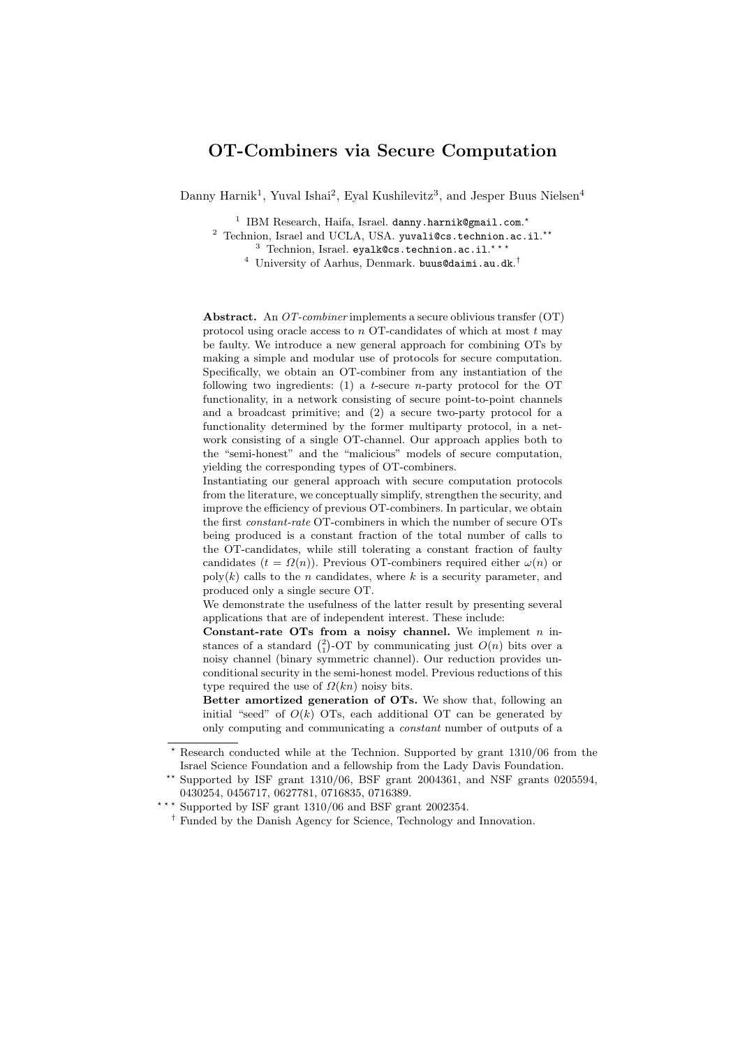# OT-Combiners via Secure Computation

Danny Harnik[1], Yuval Ishai[2], Eyal Kushilevitz[3], and Jesper Buus Nielsen[4]

[1] IBM Research, Haifa, Israel. danny.harnik@gmail.com.[*]

[2] Technion, Israel and UCLA, USA. yuvali@cs.technion.ac.il.[**]

[3] Technion, Israel. eyalk@cs.technion.ac.il.[***]

[4] University of Aarhus, Denmark. buus@daimi.au.dk.[†]

**Abstract.** An *OT-combiner* implements a secure oblivious transfer (OT) protocol using oracle access to $n$ OT-candidates of which at most $t$ may be faulty. We introduce a new general approach for combining OTs by making a simple and modular use of protocols for secure computation. Specifically, we obtain an OT-combiner from any instantiation of the following two ingredients: (1) a $t$-secure $n$-party protocol for the OT functionality, in a network consisting of secure point-to-point channels and a broadcast primitive; and (2) a secure two-party protocol for a functionality determined by the former multiparty protocol, in a network consisting of a single OT-channel. Our approach applies both to the "semi-honest" and the "malicious" models of secure computation, yielding the corresponding types of OT-combiners.

Instantiating our general approach with secure computation protocols from the literature, we conceptually simplify, strengthen the security, and improve the efficiency of previous OT-combiners. In particular, we obtain the first *constant-rate* OT-combiners in which the number of secure OTs being produced is a constant fraction of the total number of calls to the OT-candidates, while still tolerating a constant fraction of faulty candidates ($t = \Omega(n)$). Previous OT-combiners required either $\omega(n)$ or $\text{poly}(k)$ calls to the $n$ candidates, where $k$ is a security parameter, and produced only a single secure OT.

We demonstrate the usefulness of the latter result by presenting several applications that are of independent interest. These include:

**Constant-rate OTs from a noisy channel.** We implement $n$ instances of a standard $\binom{2}{1}$-OT by communicating just $O(n)$ bits over a noisy channel (binary symmetric channel). Our reduction provides unconditional security in the semi-honest model. Previous reductions of this type required the use of $\Omega(kn)$ noisy bits.

**Better amortized generation of OTs.** We show that, following an initial "seed" of $O(k)$ OTs, each additional OT can be generated by only computing and communicating a *constant* number of outputs of a

---

[*] Research conducted while at the Technion. Supported by grant 1310/06 from the Israel Science Foundation and a fellowship from the Lady Davis Foundation.

[**] Supported by ISF grant 1310/06, BSF grant 2004361, and NSF grants 0205594, 0430254, 0456717, 0627781, 0716835, 0716389.

[***] Supported by ISF grant 1310/06 and BSF grant 2002354.

[†] Funded by the Danish Agency for Science, Technology and Innovation.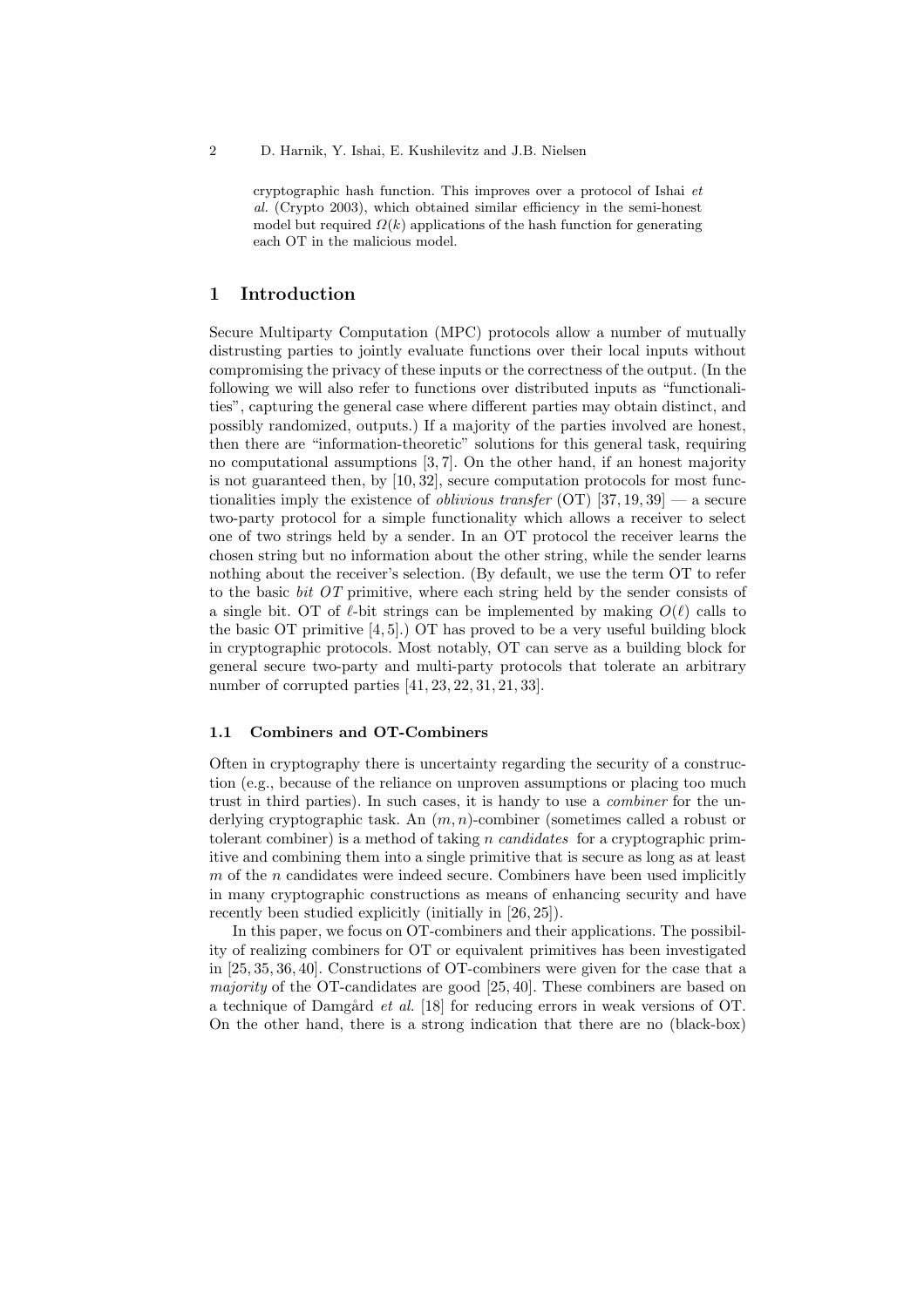cryptographic hash function. This improves over a protocol of Ishai *et al.* (Crypto 2003), which obtained similar efficiency in the semi-honest model but required $\Omega(k)$ applications of the hash function for generating each OT in the malicious model.

## 1 Introduction

Secure Multiparty Computation (MPC) protocols allow a number of mutually distrusting parties to jointly evaluate functions over their local inputs without compromising the privacy of these inputs or the correctness of the output. (In the following we will also refer to functions over distributed inputs as "functionalities", capturing the general case where different parties may obtain distinct, and possibly randomized, outputs.) If a majority of the parties involved are honest, then there are "information-theoretic" solutions for this general task, requiring no computational assumptions [3, 7]. On the other hand, if an honest majority is not guaranteed then, by [10, 32], secure computation protocols for most functionalities imply the existence of *oblivious transfer* (OT) [37, 19, 39] — a secure two-party protocol for a simple functionality which allows a receiver to select one of two strings held by a sender. In an OT protocol the receiver learns the chosen string but no information about the other string, while the sender learns nothing about the receiver's selection. (By default, we use the term OT to refer to the basic *bit OT* primitive, where each string held by the sender consists of a single bit. OT of $\ell$-bit strings can be implemented by making $O(\ell)$ calls to the basic OT primitive [4, 5].) OT has proved to be a very useful building block in cryptographic protocols. Most notably, OT can serve as a building block for general secure two-party and multi-party protocols that tolerate an arbitrary number of corrupted parties [41, 23, 22, 31, 21, 33].

### 1.1 Combiners and OT-Combiners

Often in cryptography there is uncertainty regarding the security of a construction (e.g., because of the reliance on unproven assumptions or placing too much trust in third parties). In such cases, it is handy to use a *combiner* for the underlying cryptographic task. An $(m, n)$-combiner (sometimes called a robust or tolerant combiner) is a method of taking $n$ *candidates* for a cryptographic primitive and combining them into a single primitive that is secure as long as at least $m$ of the $n$ candidates were indeed secure. Combiners have been used implicitly in many cryptographic constructions as means of enhancing security and have recently been studied explicitly (initially in [26, 25]).

In this paper, we focus on OT-combiners and their applications. The possibility of realizing combiners for OT or equivalent primitives has been investigated in [25, 35, 36, 40]. Constructions of OT-combiners were given for the case that a *majority* of the OT-candidates are good [25, 40]. These combiners are based on a technique of Damgård *et al.* [18] for reducing errors in weak versions of OT. On the other hand, there is a strong indication that there are no (black-box)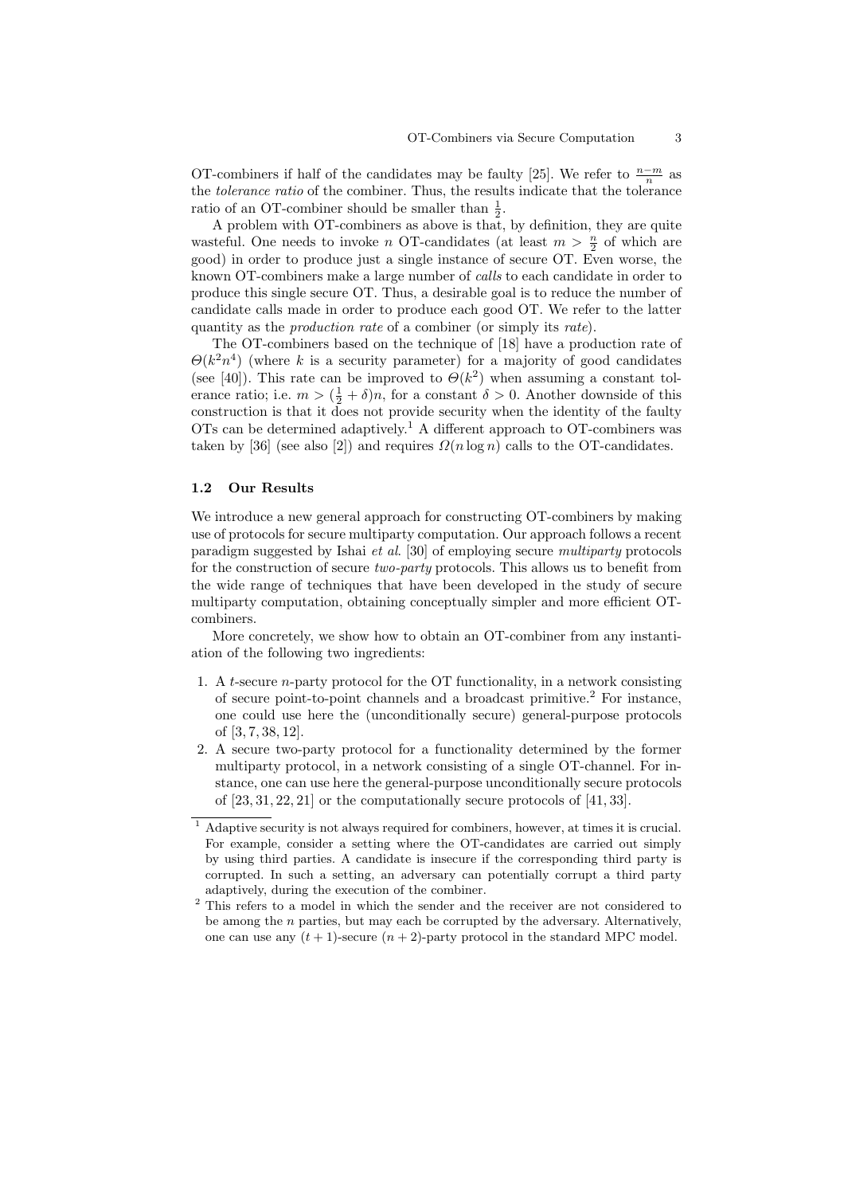OT-combiners if half of the candidates may be faulty [25]. We refer to $\frac{n-m}{n}$ as the *tolerance ratio* of the combiner. Thus, the results indicate that the tolerance ratio of an OT-combiner should be smaller than $\frac{1}{2}$.

A problem with OT-combiners as above is that, by definition, they are quite wasteful. One needs to invoke $n$ OT-candidates (at least $m > \frac{n}{2}$ of which are good) in order to produce just a single instance of secure OT. Even worse, the known OT-combiners make a large number of *calls* to each candidate in order to produce this single secure OT. Thus, a desirable goal is to reduce the number of candidate calls made in order to produce each good OT. We refer to the latter quantity as the *production rate* of a combiner (or simply its *rate*).

The OT-combiners based on the technique of [18] have a production rate of $\Theta(k^2 n^4)$ (where $k$ is a security parameter) for a majority of good candidates (see [40]). This rate can be improved to $\Theta(k^2)$ when assuming a constant tolerance ratio; i.e. $m > (\frac{1}{2} + \delta)n$, for a constant $\delta > 0$. Another downside of this construction is that it does not provide security when the identity of the faulty OTs can be determined adaptively.[1] A different approach to OT-combiners was taken by [36] (see also [2]) and requires $\Omega(n \log n)$ calls to the OT-candidates.

### 1.2 Our Results

We introduce a new general approach for constructing OT-combiners by making use of protocols for secure multiparty computation. Our approach follows a recent paradigm suggested by Ishai *et al.* [30] of employing secure *multiparty* protocols for the construction of secure *two-party* protocols. This allows us to benefit from the wide range of techniques that have been developed in the study of secure multiparty computation, obtaining conceptually simpler and more efficient OT-combiners.

More concretely, we show how to obtain an OT-combiner from any instantiation of the following two ingredients:

1. A $t$-secure $n$-party protocol for the OT functionality, in a network consisting of secure point-to-point channels and a broadcast primitive.[2] For instance, one could use here the (unconditionally secure) general-purpose protocols of [3, 7, 38, 12].
2. A secure two-party protocol for a functionality determined by the former multiparty protocol, in a network consisting of a single OT-channel. For instance, one can use here the general-purpose unconditionally secure protocols of [23, 31, 22, 21] or the computationally secure protocols of [41, 33].

[1] Adaptive security is not always required for combiners, however, at times it is crucial. For example, consider a setting where the OT-candidates are carried out simply by using third parties. A candidate is insecure if the corresponding third party is corrupted. In such a setting, an adversary can potentially corrupt a third party adaptively, during the execution of the combiner.

[2] This refers to a model in which the sender and the receiver are not considered to be among the $n$ parties, but may each be corrupted by the adversary. Alternatively, one can use any $(t+1)$-secure $(n+2)$-party protocol in the standard MPC model.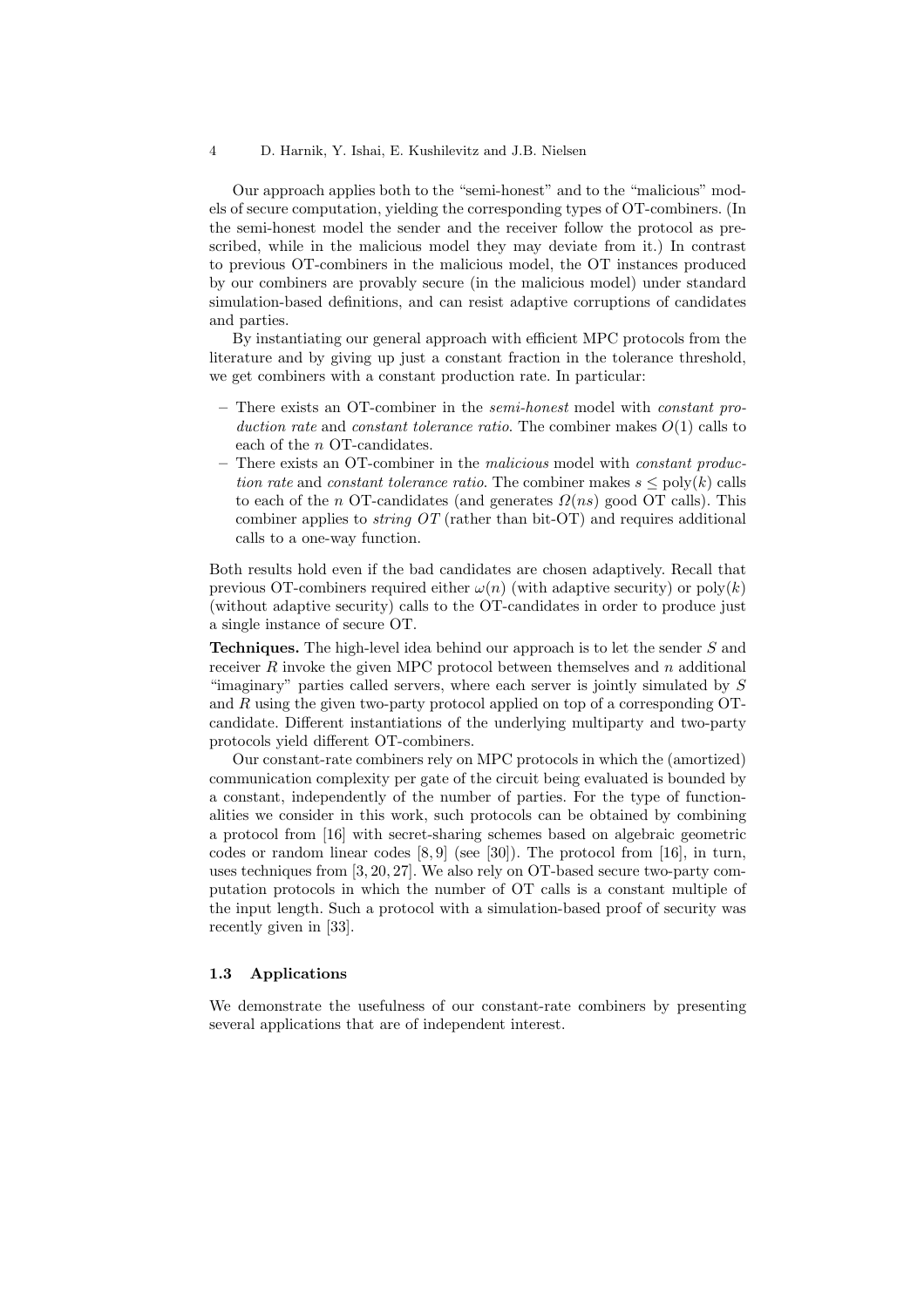Our approach applies both to the "semi-honest" and to the "malicious" models of secure computation, yielding the corresponding types of OT-combiners. (In the semi-honest model the sender and the receiver follow the protocol as prescribed, while in the malicious model they may deviate from it.) In contrast to previous OT-combiners in the malicious model, the OT instances produced by our combiners are provably secure (in the malicious model) under standard simulation-based definitions, and can resist adaptive corruptions of candidates and parties.

By instantiating our general approach with efficient MPC protocols from the literature and by giving up just a constant fraction in the tolerance threshold, we get combiners with a constant production rate. In particular:

- There exists an OT-combiner in the *semi-honest* model with *constant production rate* and *constant tolerance ratio*. The combiner makes $O(1)$ calls to each of the $n$ OT-candidates.
- There exists an OT-combiner in the *malicious* model with *constant production rate* and *constant tolerance ratio*. The combiner makes $s \leq \text{poly}(k)$ calls to each of the $n$ OT-candidates (and generates $\Omega(ns)$ good OT calls). This combiner applies to *string OT* (rather than bit-OT) and requires additional calls to a one-way function.

Both results hold even if the bad candidates are chosen adaptively. Recall that previous OT-combiners required either $\omega(n)$ (with adaptive security) or $\text{poly}(k)$ (without adaptive security) calls to the OT-candidates in order to produce just a single instance of secure OT.

**Techniques.** The high-level idea behind our approach is to let the sender $S$ and receiver $R$ invoke the given MPC protocol between themselves and $n$ additional "imaginary" parties called servers, where each server is jointly simulated by $S$ and $R$ using the given two-party protocol applied on top of a corresponding OT-candidate. Different instantiations of the underlying multiparty and two-party protocols yield different OT-combiners.

Our constant-rate combiners rely on MPC protocols in which the (amortized) communication complexity per gate of the circuit being evaluated is bounded by a constant, independently of the number of parties. For the type of functionalities we consider in this work, such protocols can be obtained by combining a protocol from [16] with secret-sharing schemes based on algebraic geometric codes or random linear codes [8, 9] (see [30]). The protocol from [16], in turn, uses techniques from [3, 20, 27]. We also rely on OT-based secure two-party computation protocols in which the number of OT calls is a constant multiple of the input length. Such a protocol with a simulation-based proof of security was recently given in [33].

### 1.3 Applications

We demonstrate the usefulness of our constant-rate combiners by presenting several applications that are of independent interest.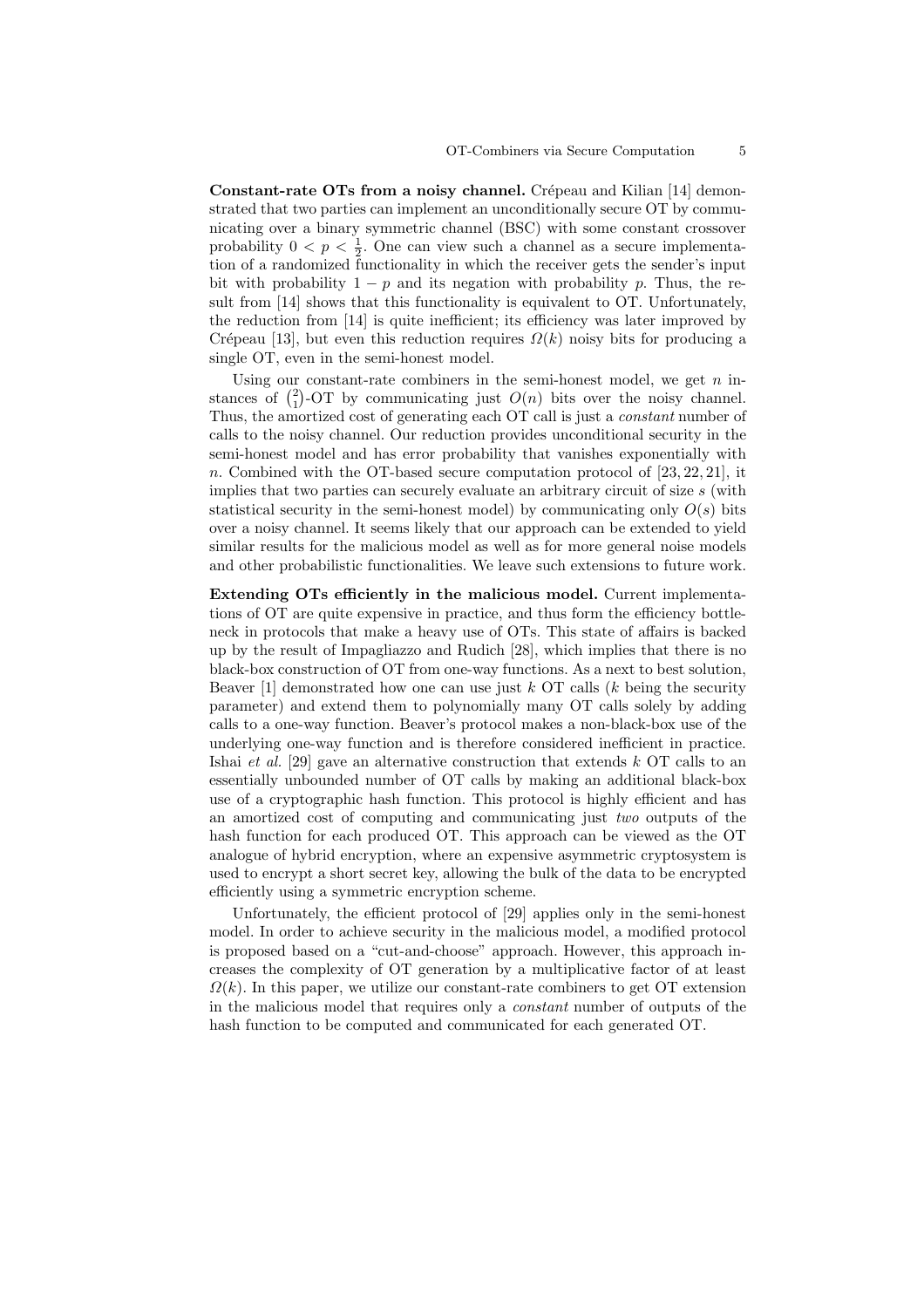**Constant-rate OTs from a noisy channel.** Crépeau and Kilian [14] demonstrated that two parties can implement an unconditionally secure OT by communicating over a binary symmetric channel (BSC) with some constant crossover probability $0 < p < \frac{1}{2}$. One can view such a channel as a secure implementation of a randomized functionality in which the receiver gets the sender's input bit with probability $1 - p$ and its negation with probability $p$. Thus, the result from [14] shows that this functionality is equivalent to OT. Unfortunately, the reduction from [14] is quite inefficient; its efficiency was later improved by Crépeau [13], but even this reduction requires $\Omega(k)$ noisy bits for producing a single OT, even in the semi-honest model.

Using our constant-rate combiners in the semi-honest model, we get $n$ instances of $\binom{2}{1}$-OT by communicating just $O(n)$ bits over the noisy channel. Thus, the amortized cost of generating each OT call is just a *constant* number of calls to the noisy channel. Our reduction provides unconditional security in the semi-honest model and has error probability that vanishes exponentially with $n$. Combined with the OT-based secure computation protocol of [23, 22, 21], it implies that two parties can securely evaluate an arbitrary circuit of size $s$ (with statistical security in the semi-honest model) by communicating only $O(s)$ bits over a noisy channel. It seems likely that our approach can be extended to yield similar results for the malicious model as well as for more general noise models and other probabilistic functionalities. We leave such extensions to future work.

**Extending OTs efficiently in the malicious model.** Current implementations of OT are quite expensive in practice, and thus form the efficiency bottleneck in protocols that make a heavy use of OTs. This state of affairs is backed up by the result of Impagliazzo and Rudich [28], which implies that there is no black-box construction of OT from one-way functions. As a next to best solution, Beaver [1] demonstrated how one can use just $k$ OT calls ($k$ being the security parameter) and extend them to polynomially many OT calls solely by adding calls to a one-way function. Beaver's protocol makes a non-black-box use of the underlying one-way function and is therefore considered inefficient in practice. Ishai *et al.* [29] gave an alternative construction that extends $k$ OT calls to an essentially unbounded number of OT calls by making an additional black-box use of a cryptographic hash function. This protocol is highly efficient and has an amortized cost of computing and communicating just *two* outputs of the hash function for each produced OT. This approach can be viewed as the OT analogue of hybrid encryption, where an expensive asymmetric cryptosystem is used to encrypt a short secret key, allowing the bulk of the data to be encrypted efficiently using a symmetric encryption scheme.

Unfortunately, the efficient protocol of [29] applies only in the semi-honest model. In order to achieve security in the malicious model, a modified protocol is proposed based on a "cut-and-choose" approach. However, this approach increases the complexity of OT generation by a multiplicative factor of at least $\Omega(k)$. In this paper, we utilize our constant-rate combiners to get OT extension in the malicious model that requires only a *constant* number of outputs of the hash function to be computed and communicated for each generated OT.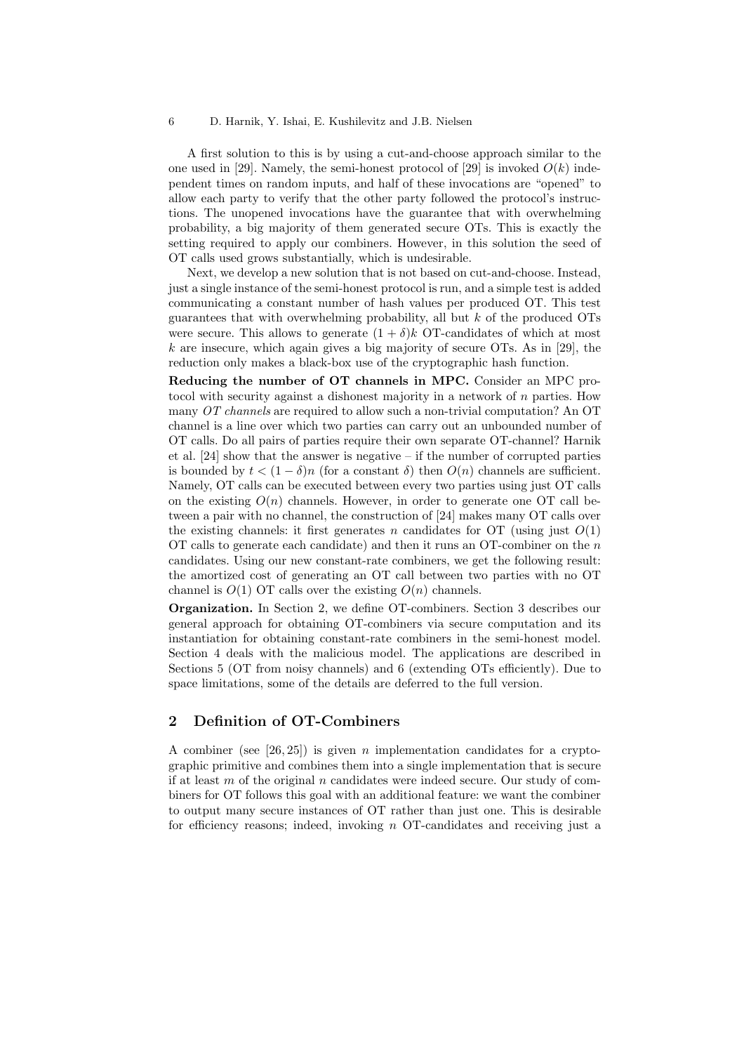A first solution to this is by using a cut-and-choose approach similar to the one used in [29]. Namely, the semi-honest protocol of [29] is invoked $O(k)$ independent times on random inputs, and half of these invocations are "opened" to allow each party to verify that the other party followed the protocol's instructions. The unopened invocations have the guarantee that with overwhelming probability, a big majority of them generated secure OTs. This is exactly the setting required to apply our combiners. However, in this solution the seed of OT calls used grows substantially, which is undesirable.

Next, we develop a new solution that is not based on cut-and-choose. Instead, just a single instance of the semi-honest protocol is run, and a simple test is added communicating a constant number of hash values per produced OT. This test guarantees that with overwhelming probability, all but $k$ of the produced OTs were secure. This allows to generate $(1+\delta)k$ OT-candidates of which at most $k$ are insecure, which again gives a big majority of secure OTs. As in [29], the reduction only makes a black-box use of the cryptographic hash function.

**Reducing the number of OT channels in MPC.** Consider an MPC protocol with security against a dishonest majority in a network of $n$ parties. How many *OT channels* are required to allow such a non-trivial computation? An OT channel is a line over which two parties can carry out an unbounded number of OT calls. Do all pairs of parties require their own separate OT-channel? Harnik et al. [24] show that the answer is negative – if the number of corrupted parties is bounded by $t < (1-\delta)n$ (for a constant $\delta$) then $O(n)$ channels are sufficient. Namely, OT calls can be executed between every two parties using just OT calls on the existing $O(n)$ channels. However, in order to generate one OT call between a pair with no channel, the construction of [24] makes many OT calls over the existing channels: it first generates $n$ candidates for OT (using just $O(1)$ OT calls to generate each candidate) and then it runs an OT-combiner on the $n$ candidates. Using our new constant-rate combiners, we get the following result: the amortized cost of generating an OT call between two parties with no OT channel is $O(1)$ OT calls over the existing $O(n)$ channels.

**Organization.** In Section 2, we define OT-combiners. Section 3 describes our general approach for obtaining OT-combiners via secure computation and its instantiation for obtaining constant-rate combiners in the semi-honest model. Section 4 deals with the malicious model. The applications are described in Sections 5 (OT from noisy channels) and 6 (extending OTs efficiently). Due to space limitations, some of the details are deferred to the full version.

## 2 Definition of OT-Combiners

A combiner (see [26, 25]) is given $n$ implementation candidates for a cryptographic primitive and combines them into a single implementation that is secure if at least $m$ of the original $n$ candidates were indeed secure. Our study of combiners for OT follows this goal with an additional feature: we want the combiner to output many secure instances of OT rather than just one. This is desirable for efficiency reasons; indeed, invoking $n$ OT-candidates and receiving just a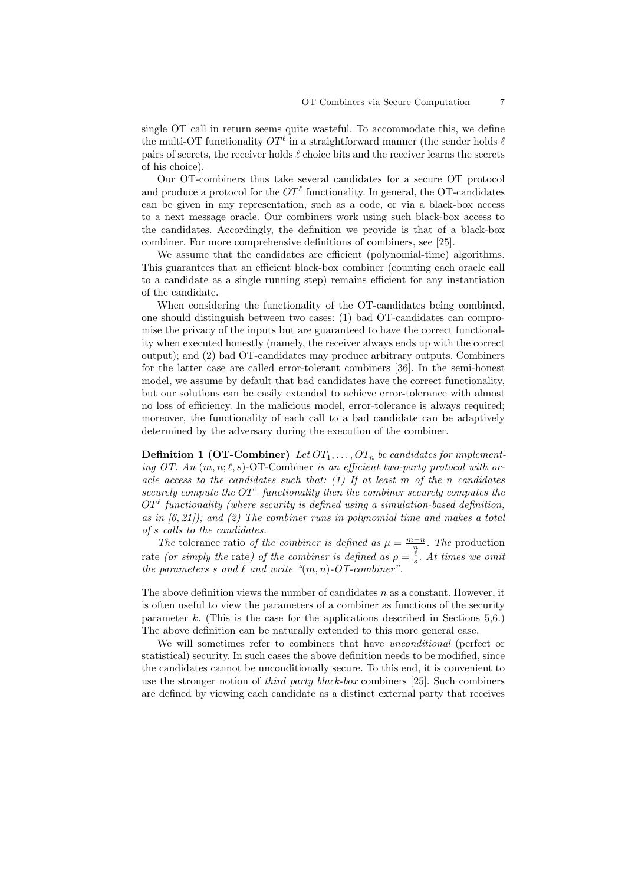single OT call in return seems quite wasteful. To accommodate this, we define the multi-OT functionality $OT^\ell$ in a straightforward manner (the sender holds $\ell$ pairs of secrets, the receiver holds $\ell$ choice bits and the receiver learns the secrets of his choice).

Our OT-combiners thus take several candidates for a secure OT protocol and produce a protocol for the $OT^\ell$ functionality. In general, the OT-candidates can be given in any representation, such as a code, or via a black-box access to a next message oracle. Our combiners work using such black-box access to the candidates. Accordingly, the definition we provide is that of a black-box combiner. For more comprehensive definitions of combiners, see [25].

We assume that the candidates are efficient (polynomial-time) algorithms. This guarantees that an efficient black-box combiner (counting each oracle call to a candidate as a single running step) remains efficient for any instantiation of the candidate.

When considering the functionality of the OT-candidates being combined, one should distinguish between two cases: (1) bad OT-candidates can compromise the privacy of the inputs but are guaranteed to have the correct functionality when executed honestly (namely, the receiver always ends up with the correct output); and (2) bad OT-candidates may produce arbitrary outputs. Combiners for the latter case are called error-tolerant combiners [36]. In the semi-honest model, we assume by default that bad candidates have the correct functionality, but our solutions can be easily extended to achieve error-tolerance with almost no loss of efficiency. In the malicious model, error-tolerance is always required; moreover, the functionality of each call to a bad candidate can be adaptively determined by the adversary during the execution of the combiner.

**Definition 1 (OT-Combiner)** *Let $OT_1, \ldots, OT_n$ be candidates for implementing OT. An* $(m, n; \ell, s)$-OT-Combiner *is an efficient two-party protocol with oracle access to the candidates such that: (1) If at least $m$ of the $n$ candidates securely compute the $OT^1$ functionality then the combiner securely computes the $OT^\ell$ functionality (where security is defined using a simulation-based definition, as in [6, 21]); and (2) The combiner runs in polynomial time and makes a total of $s$ calls to the candidates.*

*The* tolerance ratio *of the combiner is defined as $\mu = \frac{m-n}{n}$. The* production rate *(or simply the* rate*) of the combiner is defined as $\rho = \frac{\ell}{s}$. At times we omit the parameters $s$ and $\ell$ and write "$(m, n)$-OT-combiner".*

The above definition views the number of candidates $n$ as a constant. However, it is often useful to view the parameters of a combiner as functions of the security parameter $k$. (This is the case for the applications described in Sections 5,6.) The above definition can be naturally extended to this more general case.

We will sometimes refer to combiners that have *unconditional* (perfect or statistical) security. In such cases the above definition needs to be modified, since the candidates cannot be unconditionally secure. To this end, it is convenient to use the stronger notion of *third party black-box* combiners [25]. Such combiners are defined by viewing each candidate as a distinct external party that receives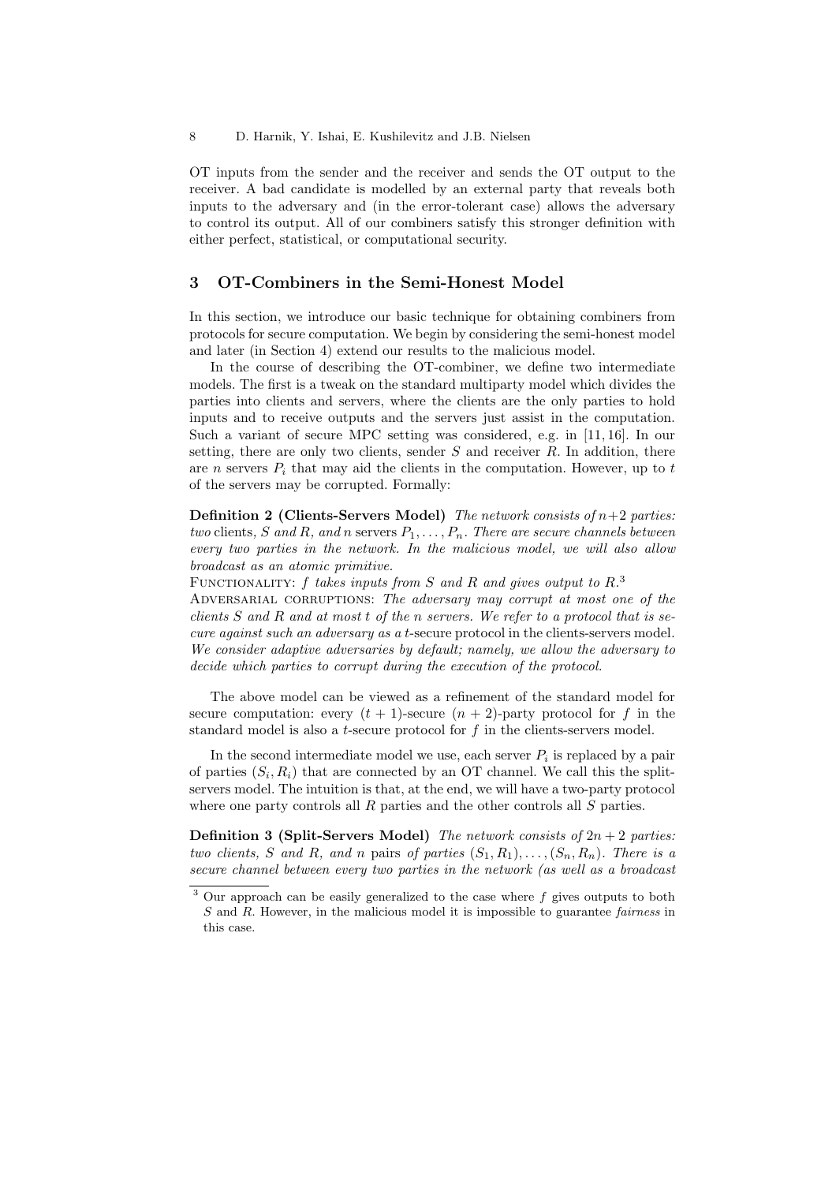OT inputs from the sender and the receiver and sends the OT output to the receiver. A bad candidate is modelled by an external party that reveals both inputs to the adversary and (in the error-tolerant case) allows the adversary to control its output. All of our combiners satisfy this stronger definition with either perfect, statistical, or computational security.

## 3 OT-Combiners in the Semi-Honest Model

In this section, we introduce our basic technique for obtaining combiners from protocols for secure computation. We begin by considering the semi-honest model and later (in Section 4) extend our results to the malicious model.

In the course of describing the OT-combiner, we define two intermediate models. The first is a tweak on the standard multiparty model which divides the parties into clients and servers, where the clients are the only parties to hold inputs and to receive outputs and the servers just assist in the computation. Such a variant of secure MPC setting was considered, e.g. in [11, 16]. In our setting, there are only two clients, sender $S$ and receiver $R$. In addition, there are $n$ servers $P_i$ that may aid the clients in the computation. However, up to $t$ of the servers may be corrupted. Formally:

**Definition 2 (Clients-Servers Model)** *The network consists of $n+2$ parties: two* clients*, $S$ and $R$, and $n$* servers *$P_1, \ldots, P_n$. There are secure channels between every two parties in the network. In the malicious model, we will also allow broadcast as an atomic primitive.*
Functionality: *$f$ takes inputs from $S$ and $R$ and gives output to $R$.*[3]
Adversarial corruptions: *The adversary may corrupt at most one of the clients $S$ and $R$ and at most $t$ of the $n$ servers. We refer to a protocol that is secure against such an adversary as a $t$-secure protocol in the clients-servers model. We consider adaptive adversaries by default; namely, we allow the adversary to decide which parties to corrupt during the execution of the protocol.*

The above model can be viewed as a refinement of the standard model for secure computation: every $(t+1)$-secure $(n+2)$-party protocol for $f$ in the standard model is also a $t$-secure protocol for $f$ in the clients-servers model.

In the second intermediate model we use, each server $P_i$ is replaced by a pair of parties $(S_i, R_i)$ that are connected by an OT channel. We call this the split-servers model. The intuition is that, at the end, we will have a two-party protocol where one party controls all $R$ parties and the other controls all $S$ parties.

**Definition 3 (Split-Servers Model)** *The network consists of $2n+2$ parties: two clients, $S$ and $R$, and $n$* pairs *of parties $(S_1, R_1), \ldots, (S_n, R_n)$. There is a secure channel between every two parties in the network (as well as a broadcast*

[3] Our approach can be easily generalized to the case where $f$ gives outputs to both $S$ and $R$. However, in the malicious model it is impossible to guarantee *fairness* in this case.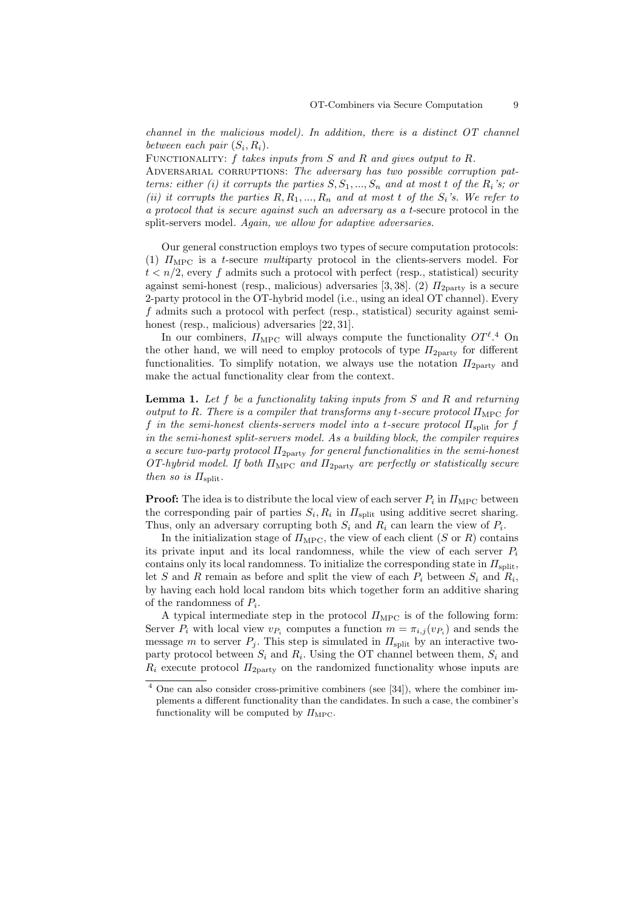*channel in the malicious model). In addition, there is a distinct OT channel between each pair $(S_i, R_i)$.*

FUNCTIONALITY: *$f$ takes inputs from $S$ and $R$ and gives output to $R$.*

ADVERSARIAL CORRUPTIONS: *The adversary has two possible corruption patterns: either (i) it corrupts the parties $S, S_1, ..., S_n$ and at most $t$ of the $R_i$'s; or (ii) it corrupts the parties $R, R_1, ..., R_n$ and at most $t$ of the $S_i$'s. We refer to a protocol that is secure against such an adversary as a* $t$-secure protocol *in the* split-servers model. *Again, we allow for adaptive adversaries.*

Our general construction employs two types of secure computation protocols: (1) $\Pi_{\text{MPC}}$ is a $t$-secure *multi*party protocol in the clients-servers model. For $t < n/2$, every $f$ admits such a protocol with perfect (resp., statistical) security against semi-honest (resp., malicious) adversaries [3, 38]. (2) $\Pi_{\text{2party}}$ is a secure 2-party protocol in the OT-hybrid model (i.e., using an ideal OT channel). Every $f$ admits such a protocol with perfect (resp., statistical) security against semi-honest (resp., malicious) adversaries [22, 31].

In our combiners, $\Pi_{\text{MPC}}$ will always compute the functionality $OT^{\ell}$.[4] On the other hand, we will need to employ protocols of type $\Pi_{\text{2party}}$ for different functionalities. To simplify notation, we always use the notation $\Pi_{\text{2party}}$ and make the actual functionality clear from the context.

**Lemma 1.** *Let $f$ be a functionality taking inputs from $S$ and $R$ and returning output to $R$. There is a compiler that transforms any $t$-secure protocol $\Pi_{\text{MPC}}$ for $f$ in the semi-honest clients-servers model into a $t$-secure protocol $\Pi_{\text{split}}$ for $f$ in the semi-honest split-servers model. As a building block, the compiler requires a secure two-party protocol $\Pi_{\text{2party}}$ for general functionalities in the semi-honest OT-hybrid model. If both $\Pi_{\text{MPC}}$ and $\Pi_{\text{2party}}$ are perfectly or statistically secure then so is $\Pi_{\text{split}}$.*

**Proof:** The idea is to distribute the local view of each server $P_i$ in $\Pi_{\text{MPC}}$ between the corresponding pair of parties $S_i, R_i$ in $\Pi_{\text{split}}$ using additive secret sharing. Thus, only an adversary corrupting both $S_i$ and $R_i$ can learn the view of $P_i$.

In the initialization stage of $\Pi_{\text{MPC}}$, the view of each client ($S$ or $R$) contains its private input and its local randomness, while the view of each server $P_i$ contains only its local randomness. To initialize the corresponding state in $\Pi_{\text{split}}$, let $S$ and $R$ remain as before and split the view of each $P_i$ between $S_i$ and $R_i$, by having each hold local random bits which together form an additive sharing of the randomness of $P_i$.

A typical intermediate step in the protocol $\Pi_{\text{MPC}}$ is of the following form: Server $P_i$ with local view $v_{P_i}$ computes a function $m = \pi_{i,j}(v_{P_i})$ and sends the message $m$ to server $P_j$. This step is simulated in $\Pi_{\text{split}}$ by an interactive two-party protocol between $S_i$ and $R_i$. Using the OT channel between them, $S_i$ and $R_i$ execute protocol $\Pi_{\text{2party}}$ on the randomized functionality whose inputs are

[4] One can also consider cross-primitive combiners (see [34]), where the combiner implements a different functionality than the candidates. In such a case, the combiner's functionality will be computed by $\Pi_{\text{MPC}}$.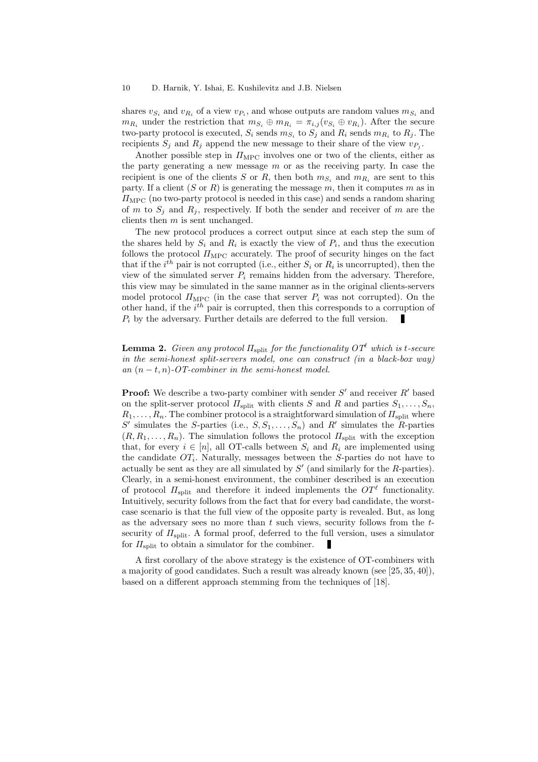shares $v_{S_i}$ and $v_{R_i}$ of a view $v_{P_i}$, and whose outputs are random values $m_{S_i}$ and $m_{R_i}$ under the restriction that $m_{S_i} \oplus m_{R_i} = \pi_{i,j}(v_{S_i} \oplus v_{R_i})$. After the secure two-party protocol is executed, $S_i$ sends $m_{S_i}$ to $S_j$ and $R_i$ sends $m_{R_i}$ to $R_j$. The recipients $S_j$ and $R_j$ append the new message to their share of the view $v_{P_j}$.

Another possible step in $\Pi_{\mathrm{MPC}}$ involves one or two of the clients, either as the party generating a new message $m$ or as the receiving party. In case the recipient is one of the clients $S$ or $R$, then both $m_{S_i}$ and $m_{R_i}$ are sent to this party. If a client ($S$ or $R$) is generating the message $m$, then it computes $m$ as in $\Pi_{\mathrm{MPC}}$ (no two-party protocol is needed in this case) and sends a random sharing of $m$ to $S_j$ and $R_j$, respectively. If both the sender and receiver of $m$ are the clients then $m$ is sent unchanged.

The new protocol produces a correct output since at each step the sum of the shares held by $S_i$ and $R_i$ is exactly the view of $P_i$, and thus the execution follows the protocol $\Pi_{\mathrm{MPC}}$ accurately. The proof of security hinges on the fact that if the $i^{th}$ pair is not corrupted (i.e., either $S_i$ or $R_i$ is uncorrupted), then the view of the simulated server $P_i$ remains hidden from the adversary. Therefore, this view may be simulated in the same manner as in the original clients-servers model protocol $\Pi_{\mathrm{MPC}}$ (in the case that server $P_i$ was not corrupted). On the other hand, if the $i^{th}$ pair is corrupted, then this corresponds to a corruption of $P_i$ by the adversary. Further details are deferred to the full version. ∎

**Lemma 2.** *Given any protocol $\Pi_{\mathrm{split}}$ for the functionality $OT^{\ell}$ which is $t$-secure in the semi-honest split-servers model, one can construct (in a black-box way) an $(n-t,n)$-OT-combiner in the semi-honest model.*

**Proof:** We describe a two-party combiner with sender $S'$ and receiver $R'$ based on the split-server protocol $\Pi_{\mathrm{split}}$ with clients $S$ and $R$ and parties $S_1,\ldots,S_n$, $R_1,\ldots,R_n$. The combiner protocol is a straightforward simulation of $\Pi_{\mathrm{split}}$ where $S'$ simulates the $S$-parties (i.e., $S, S_1, \ldots, S_n$) and $R'$ simulates the $R$-parties $(R, R_1, \ldots, R_n)$. The simulation follows the protocol $\Pi_{\mathrm{split}}$ with the exception that, for every $i \in [n]$, all OT-calls between $S_i$ and $R_i$ are implemented using the candidate $OT_i$. Naturally, messages between the $S$-parties do not have to actually be sent as they are all simulated by $S'$ (and similarly for the $R$-parties). Clearly, in a semi-honest environment, the combiner described is an execution of protocol $\Pi_{\mathrm{split}}$ and therefore it indeed implements the $OT^{\ell}$ functionality. Intuitively, security follows from the fact that for every bad candidate, the worst-case scenario is that the full view of the opposite party is revealed. But, as long as the adversary sees no more than $t$ such views, security follows from the $t$-security of $\Pi_{\mathrm{split}}$. A formal proof, deferred to the full version, uses a simulator for $\Pi_{\mathrm{split}}$ to obtain a simulator for the combiner. ∎

A first corollary of the above strategy is the existence of OT-combiners with a majority of good candidates. Such a result was already known (see [25, 35, 40]), based on a different approach stemming from the techniques of [18].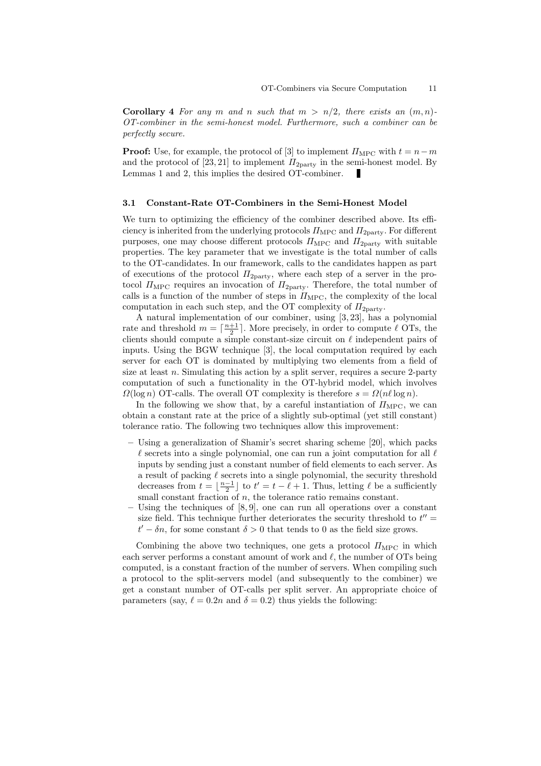**Corollary 4** *For any $m$ and $n$ such that $m > n/2$, there exists an $(m,n)$-OT-combiner in the semi-honest model. Furthermore, such a combiner can be perfectly secure.*

**Proof:** Use, for example, the protocol of [3] to implement $\Pi_{\mathrm{MPC}}$ with $t = n - m$ and the protocol of [23, 21] to implement $\Pi_{\mathrm{2party}}$ in the semi-honest model. By Lemmas 1 and 2, this implies the desired OT-combiner. ∎

### 3.1 Constant-Rate OT-Combiners in the Semi-Honest Model

We turn to optimizing the efficiency of the combiner described above. Its efficiency is inherited from the underlying protocols $\Pi_{\mathrm{MPC}}$ and $\Pi_{\mathrm{2party}}$. For different purposes, one may choose different protocols $\Pi_{\mathrm{MPC}}$ and $\Pi_{\mathrm{2party}}$ with suitable properties. The key parameter that we investigate is the total number of calls to the OT-candidates. In our framework, calls to the candidates happen as part of executions of the protocol $\Pi_{\mathrm{2party}}$, where each step of a server in the protocol $\Pi_{\mathrm{MPC}}$ requires an invocation of $\Pi_{\mathrm{2party}}$. Therefore, the total number of calls is a function of the number of steps in $\Pi_{\mathrm{MPC}}$, the complexity of the local computation in each such step, and the OT complexity of $\Pi_{\mathrm{2party}}$.

A natural implementation of our combiner, using [3, 23], has a polynomial rate and threshold $m = \lceil \frac{n+1}{2} \rceil$. More precisely, in order to compute $\ell$ OTs, the clients should compute a simple constant-size circuit on $\ell$ independent pairs of inputs. Using the BGW technique [3], the local computation required by each server for each OT is dominated by multiplying two elements from a field of size at least $n$. Simulating this action by a split server, requires a secure 2-party computation of such a functionality in the OT-hybrid model, which involves $\Omega(\log n)$ OT-calls. The overall OT complexity is therefore $s = \Omega(n\ell \log n)$.

In the following we show that, by a careful instantiation of $\Pi_{\mathrm{MPC}}$, we can obtain a constant rate at the price of a slightly sub-optimal (yet still constant) tolerance ratio. The following two techniques allow this improvement:

- Using a generalization of Shamir's secret sharing scheme [20], which packs $\ell$ secrets into a single polynomial, one can run a joint computation for all $\ell$ inputs by sending just a constant number of field elements to each server. As a result of packing $\ell$ secrets into a single polynomial, the security threshold decreases from $t = \lfloor \frac{n-1}{2} \rfloor$ to $t' = t - \ell + 1$. Thus, letting $\ell$ be a sufficiently small constant fraction of $n$, the tolerance ratio remains constant.
- Using the techniques of [8, 9], one can run all operations over a constant size field. This technique further deteriorates the security threshold to $t'' = t' - \delta n$, for some constant $\delta > 0$ that tends to 0 as the field size grows.

Combining the above two techniques, one gets a protocol $\Pi_{\mathrm{MPC}}$ in which each server performs a constant amount of work and $\ell$, the number of OTs being computed, is a constant fraction of the number of servers. When compiling such a protocol to the split-servers model (and subsequently to the combiner) we get a constant number of OT-calls per split server. An appropriate choice of parameters (say, $\ell = 0.2n$ and $\delta = 0.2$) thus yields the following: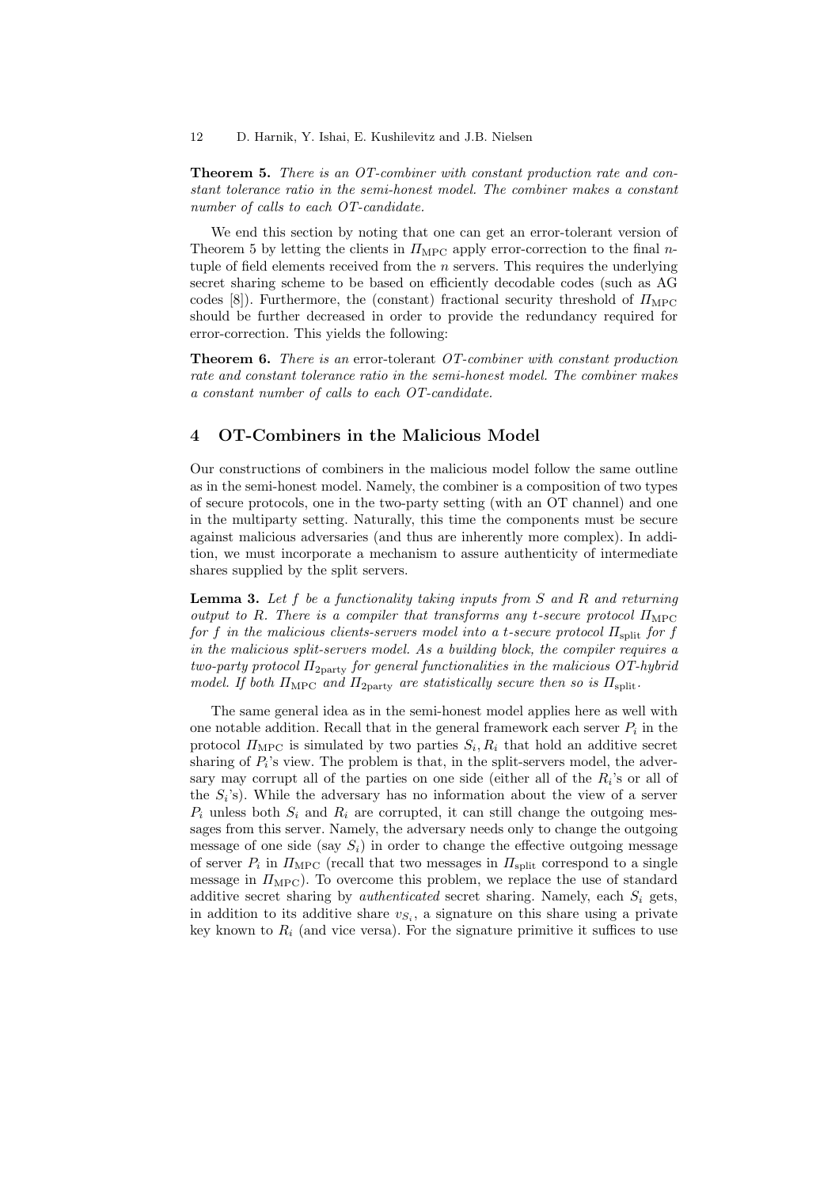**Theorem 5.** *There is an OT-combiner with constant production rate and constant tolerance ratio in the semi-honest model. The combiner makes a constant number of calls to each OT-candidate.*

We end this section by noting that one can get an error-tolerant version of Theorem 5 by letting the clients in $\Pi_{\mathrm{MPC}}$ apply error-correction to the final $n$-tuple of field elements received from the $n$ servers. This requires the underlying secret sharing scheme to be based on efficiently decodable codes (such as AG codes [8]). Furthermore, the (constant) fractional security threshold of $\Pi_{\mathrm{MPC}}$ should be further decreased in order to provide the redundancy required for error-correction. This yields the following:

**Theorem 6.** *There is an* error-tolerant *OT-combiner with constant production rate and constant tolerance ratio in the semi-honest model. The combiner makes a constant number of calls to each OT-candidate.*

## 4 OT-Combiners in the Malicious Model

Our constructions of combiners in the malicious model follow the same outline as in the semi-honest model. Namely, the combiner is a composition of two types of secure protocols, one in the two-party setting (with an OT channel) and one in the multiparty setting. Naturally, this time the components must be secure against malicious adversaries (and thus are inherently more complex). In addition, we must incorporate a mechanism to assure authenticity of intermediate shares supplied by the split servers.

**Lemma 3.** *Let $f$ be a functionality taking inputs from $S$ and $R$ and returning output to $R$. There is a compiler that transforms any $t$-secure protocol $\Pi_{\mathrm{MPC}}$ for $f$ in the malicious clients-servers model into a $t$-secure protocol $\Pi_{\mathrm{split}}$ for $f$ in the malicious split-servers model. As a building block, the compiler requires a two-party protocol $\Pi_{\mathrm{2party}}$ for general functionalities in the malicious OT-hybrid model. If both $\Pi_{\mathrm{MPC}}$ and $\Pi_{\mathrm{2party}}$ are statistically secure then so is $\Pi_{\mathrm{split}}$.*

The same general idea as in the semi-honest model applies here as well with one notable addition. Recall that in the general framework each server $P_i$ in the protocol $\Pi_{\mathrm{MPC}}$ is simulated by two parties $S_i, R_i$ that hold an additive secret sharing of $P_i$'s view. The problem is that, in the split-servers model, the adversary may corrupt all of the parties on one side (either all of the $R_i$'s or all of the $S_i$'s). While the adversary has no information about the view of a server $P_i$ unless both $S_i$ and $R_i$ are corrupted, it can still change the outgoing messages from this server. Namely, the adversary needs only to change the outgoing message of one side (say $S_i$) in order to change the effective outgoing message of server $P_i$ in $\Pi_{\mathrm{MPC}}$ (recall that two messages in $\Pi_{\mathrm{split}}$ correspond to a single message in $\Pi_{\mathrm{MPC}}$). To overcome this problem, we replace the use of standard additive secret sharing by *authenticated* secret sharing. Namely, each $S_i$ gets, in addition to its additive share $v_{S_i}$, a signature on this share using a private key known to $R_i$ (and vice versa). For the signature primitive it suffices to use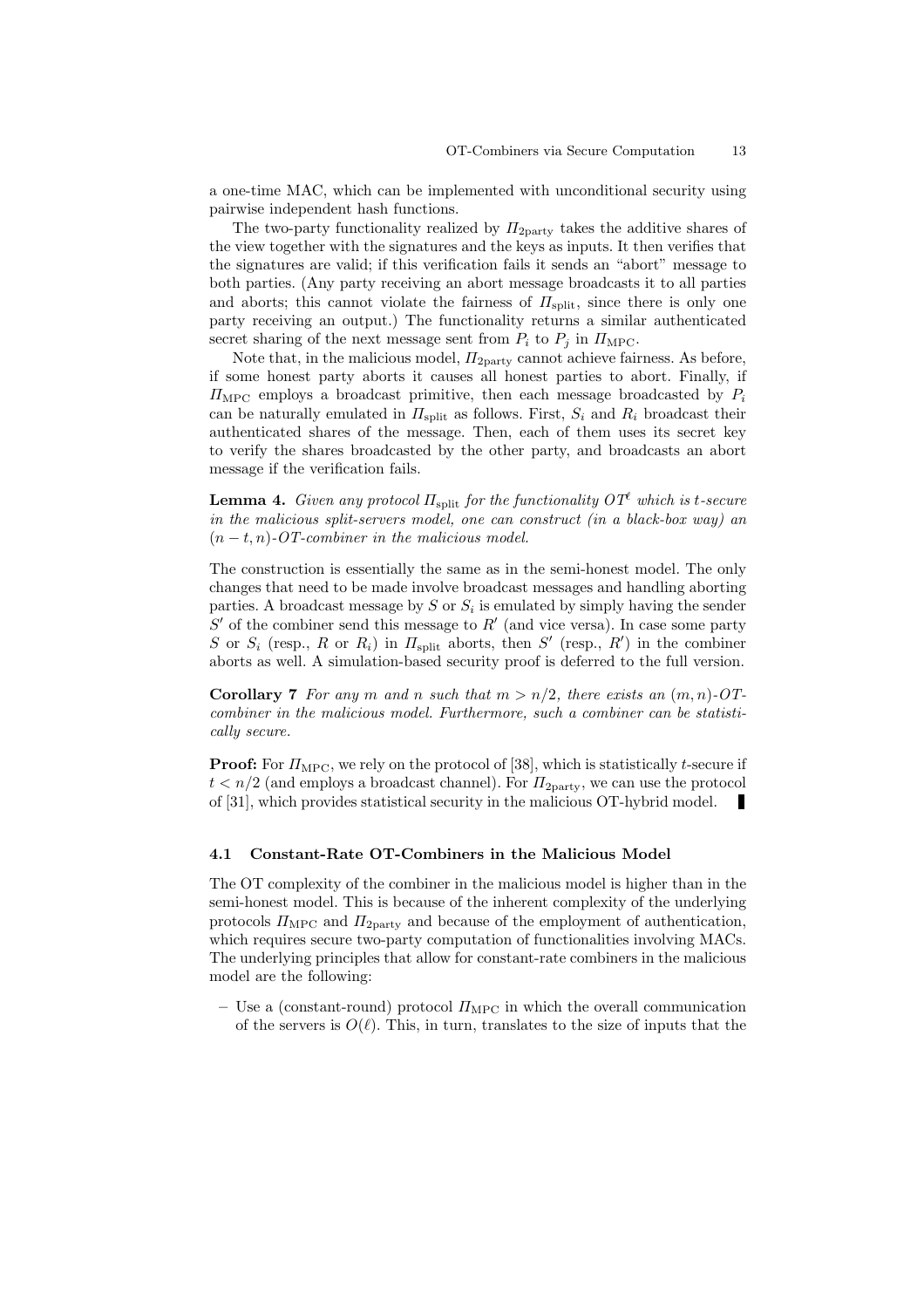a one-time MAC, which can be implemented with unconditional security using pairwise independent hash functions.

The two-party functionality realized by $\Pi_{\text{2party}}$ takes the additive shares of the view together with the signatures and the keys as inputs. It then verifies that the signatures are valid; if this verification fails it sends an "abort" message to both parties. (Any party receiving an abort message broadcasts it to all parties and aborts; this cannot violate the fairness of $\Pi_{\text{split}}$, since there is only one party receiving an output.) The functionality returns a similar authenticated secret sharing of the next message sent from $P_i$ to $P_j$ in $\Pi_{\text{MPC}}$.

Note that, in the malicious model, $\Pi_{\text{2party}}$ cannot achieve fairness. As before, if some honest party aborts it causes all honest parties to abort. Finally, if $\Pi_{\text{MPC}}$ employs a broadcast primitive, then each message broadcasted by $P_i$ can be naturally emulated in $\Pi_{\text{split}}$ as follows. First, $S_i$ and $R_i$ broadcast their authenticated shares of the message. Then, each of them uses its secret key to verify the shares broadcasted by the other party, and broadcasts an abort message if the verification fails.

**Lemma 4.** *Given any protocol $\Pi_{\text{split}}$ for the functionality $OT^\ell$ which is $t$-secure in the malicious split-servers model, one can construct (in a black-box way) an $(n-t, n)$-OT-combiner in the malicious model.*

The construction is essentially the same as in the semi-honest model. The only changes that need to be made involve broadcast messages and handling aborting parties. A broadcast message by $S$ or $S_i$ is emulated by simply having the sender $S'$ of the combiner send this message to $R'$ (and vice versa). In case some party $S$ or $S_i$ (resp., $R$ or $R_i$) in $\Pi_{\text{split}}$ aborts, then $S'$ (resp., $R'$) in the combiner aborts as well. A simulation-based security proof is deferred to the full version.

**Corollary 7** *For any $m$ and $n$ such that $m > n/2$, there exists an $(m, n)$-OT-combiner in the malicious model. Furthermore, such a combiner can be statistically secure.*

**Proof:** For $\Pi_{\text{MPC}}$, we rely on the protocol of [38], which is statistically $t$-secure if $t < n/2$ (and employs a broadcast channel). For $\Pi_{\text{2party}}$, we can use the protocol of [31], which provides statistical security in the malicious OT-hybrid model. ∎

### 4.1 Constant-Rate OT-Combiners in the Malicious Model

The OT complexity of the combiner in the malicious model is higher than in the semi-honest model. This is because of the inherent complexity of the underlying protocols $\Pi_{\text{MPC}}$ and $\Pi_{\text{2party}}$ and because of the employment of authentication, which requires secure two-party computation of functionalities involving MACs. The underlying principles that allow for constant-rate combiners in the malicious model are the following:

- Use a (constant-round) protocol $\Pi_{\text{MPC}}$ in which the overall communication of the servers is $O(\ell)$. This, in turn, translates to the size of inputs that the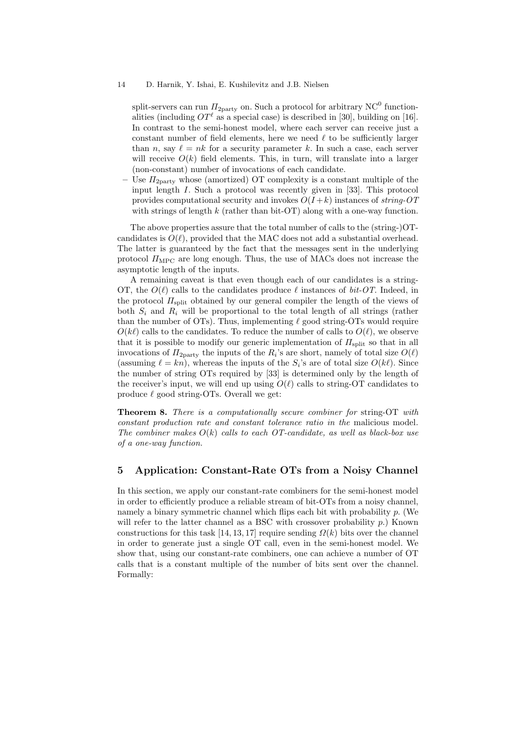split-servers can run $\Pi_{\text{2party}}$ on. Such a protocol for arbitrary $\mathrm{NC}^0$ functionalities (including $OT^\ell$ as a special case) is described in [30], building on [16]. In contrast to the semi-honest model, where each server can receive just a constant number of field elements, here we need $\ell$ to be sufficiently larger than $n$, say $\ell = nk$ for a security parameter $k$. In such a case, each server will receive $O(k)$ field elements. This, in turn, will translate into a larger (non-constant) number of invocations of each candidate.

– Use $\Pi_{\text{2party}}$ whose (amortized) OT complexity is a constant multiple of the input length $I$. Such a protocol was recently given in [33]. This protocol provides computational security and invokes $O(I+k)$ instances of *string-OT* with strings of length $k$ (rather than bit-OT) along with a one-way function.

The above properties assure that the total number of calls to the (string-)OT-candidates is $O(\ell)$, provided that the MAC does not add a substantial overhead. The latter is guaranteed by the fact that the messages sent in the underlying protocol $\Pi_{\text{MPC}}$ are long enough. Thus, the use of MACs does not increase the asymptotic length of the inputs.

A remaining caveat is that even though each of our candidates is a string-OT, the $O(\ell)$ calls to the candidates produce $\ell$ instances of *bit-OT*. Indeed, in the protocol $\Pi_{\text{split}}$ obtained by our general compiler the length of the views of both $S_i$ and $R_i$ will be proportional to the total length of all strings (rather than the number of OTs). Thus, implementing $\ell$ good string-OTs would require $O(k\ell)$ calls to the candidates. To reduce the number of calls to $O(\ell)$, we observe that it is possible to modify our generic implementation of $\Pi_{\text{split}}$ so that in all invocations of $\Pi_{\text{2party}}$ the inputs of the $R_i$'s are short, namely of total size $O(\ell)$ (assuming $\ell = kn$), whereas the inputs of the $S_i$'s are of total size $O(k\ell)$. Since the number of string OTs required by [33] is determined only by the length of the receiver's input, we will end up using $O(\ell)$ calls to string-OT candidates to produce $\ell$ good string-OTs. Overall we get:

**Theorem 8.** *There is a computationally secure combiner for* string-OT *with constant production rate and constant tolerance ratio in the* malicious *model. The combiner makes $O(k)$ calls to each OT-candidate, as well as black-box use of a one-way function.*

## 5 Application: Constant-Rate OTs from a Noisy Channel

In this section, we apply our constant-rate combiners for the semi-honest model in order to efficiently produce a reliable stream of bit-OTs from a noisy channel, namely a binary symmetric channel which flips each bit with probability $p$. (We will refer to the latter channel as a BSC with crossover probability $p$.) Known constructions for this task [14, 13, 17] require sending $\Omega(k)$ bits over the channel in order to generate just a single OT call, even in the semi-honest model. We show that, using our constant-rate combiners, one can achieve a number of OT calls that is a constant multiple of the number of bits sent over the channel. Formally: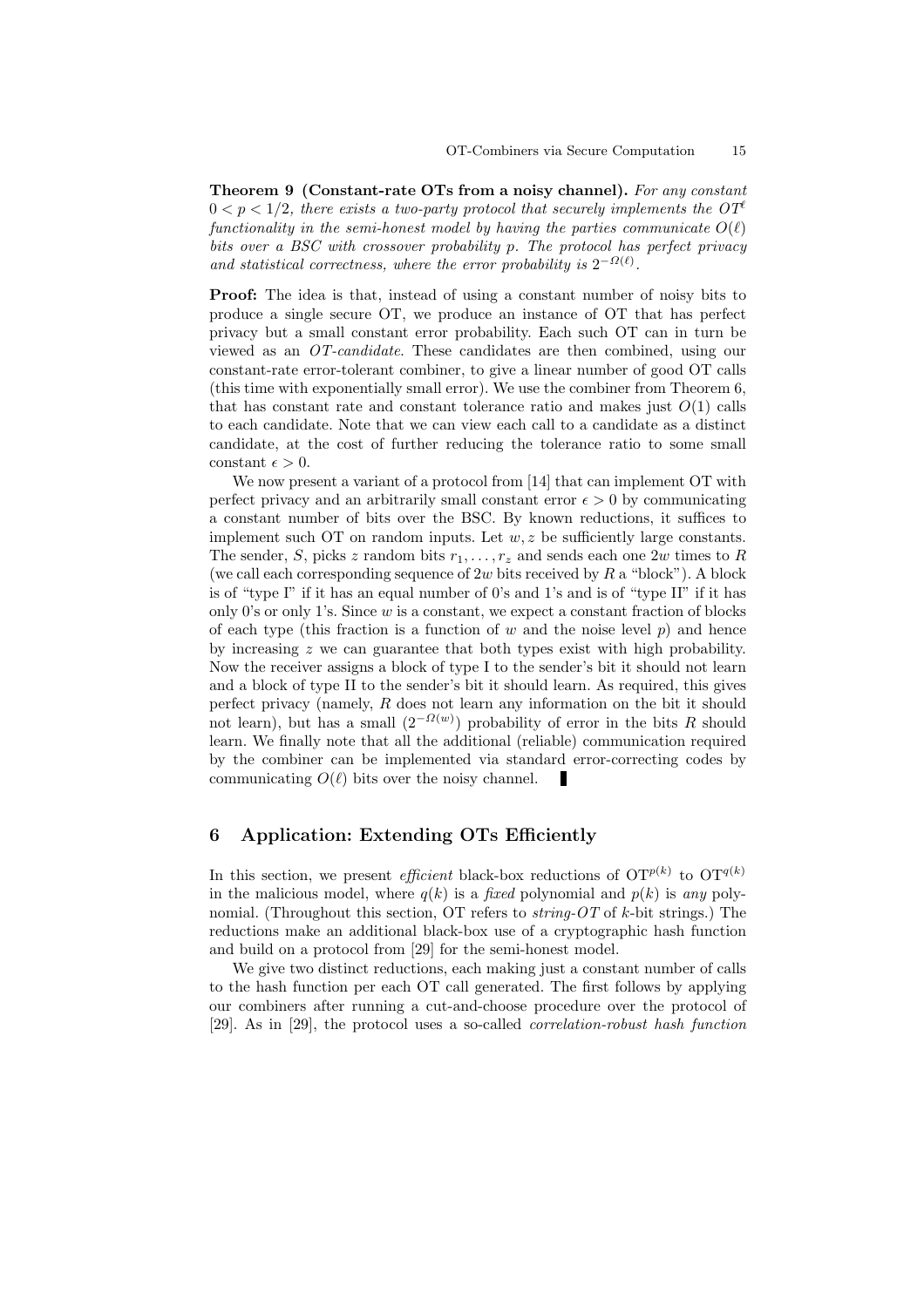**Theorem 9 (Constant-rate OTs from a noisy channel).** *For any constant $0 < p < 1/2$, there exists a two-party protocol that securely implements the $OT^{\ell}$ functionality in the semi-honest model by having the parties communicate $O(\ell)$ bits over a BSC with crossover probability $p$. The protocol has perfect privacy and statistical correctness, where the error probability is $2^{-\Omega(\ell)}$.*

**Proof:** The idea is that, instead of using a constant number of noisy bits to produce a single secure OT, we produce an instance of OT that has perfect privacy but a small constant error probability. Each such OT can in turn be viewed as an *OT-candidate*. These candidates are then combined, using our constant-rate error-tolerant combiner, to give a linear number of good OT calls (this time with exponentially small error). We use the combiner from Theorem 6, that has constant rate and constant tolerance ratio and makes just $O(1)$ calls to each candidate. Note that we can view each call to a candidate as a distinct candidate, at the cost of further reducing the tolerance ratio to some small constant $\epsilon > 0$.

We now present a variant of a protocol from [14] that can implement OT with perfect privacy and an arbitrarily small constant error $\epsilon > 0$ by communicating a constant number of bits over the BSC. By known reductions, it suffices to implement such OT on random inputs. Let $w, z$ be sufficiently large constants. The sender, $S$, picks $z$ random bits $r_1, \ldots, r_z$ and sends each one $2w$ times to $R$ (we call each corresponding sequence of $2w$ bits received by $R$ a "block"). A block is of "type I" if it has an equal number of 0's and 1's and is of "type II" if it has only 0's or only 1's. Since $w$ is a constant, we expect a constant fraction of blocks of each type (this fraction is a function of $w$ and the noise level $p$) and hence by increasing $z$ we can guarantee that both types exist with high probability. Now the receiver assigns a block of type I to the sender's bit it should not learn and a block of type II to the sender's bit it should learn. As required, this gives perfect privacy (namely, $R$ does not learn any information on the bit it should not learn), but has a small ($2^{-\Omega(w)}$) probability of error in the bits $R$ should learn. We finally note that all the additional (reliable) communication required by the combiner can be implemented via standard error-correcting codes by communicating $O(\ell)$ bits over the noisy channel. ∎

## 6 Application: Extending OTs Efficiently

In this section, we present *efficient* black-box reductions of $\mathrm{OT}^{p(k)}$ to $\mathrm{OT}^{q(k)}$ in the malicious model, where $q(k)$ is a *fixed* polynomial and $p(k)$ is *any* polynomial. (Throughout this section, OT refers to *string-OT* of $k$-bit strings.) The reductions make an additional black-box use of a cryptographic hash function and build on a protocol from [29] for the semi-honest model.

We give two distinct reductions, each making just a constant number of calls to the hash function per each OT call generated. The first follows by applying our combiners after running a cut-and-choose procedure over the protocol of [29]. As in [29], the protocol uses a so-called *correlation-robust hash function*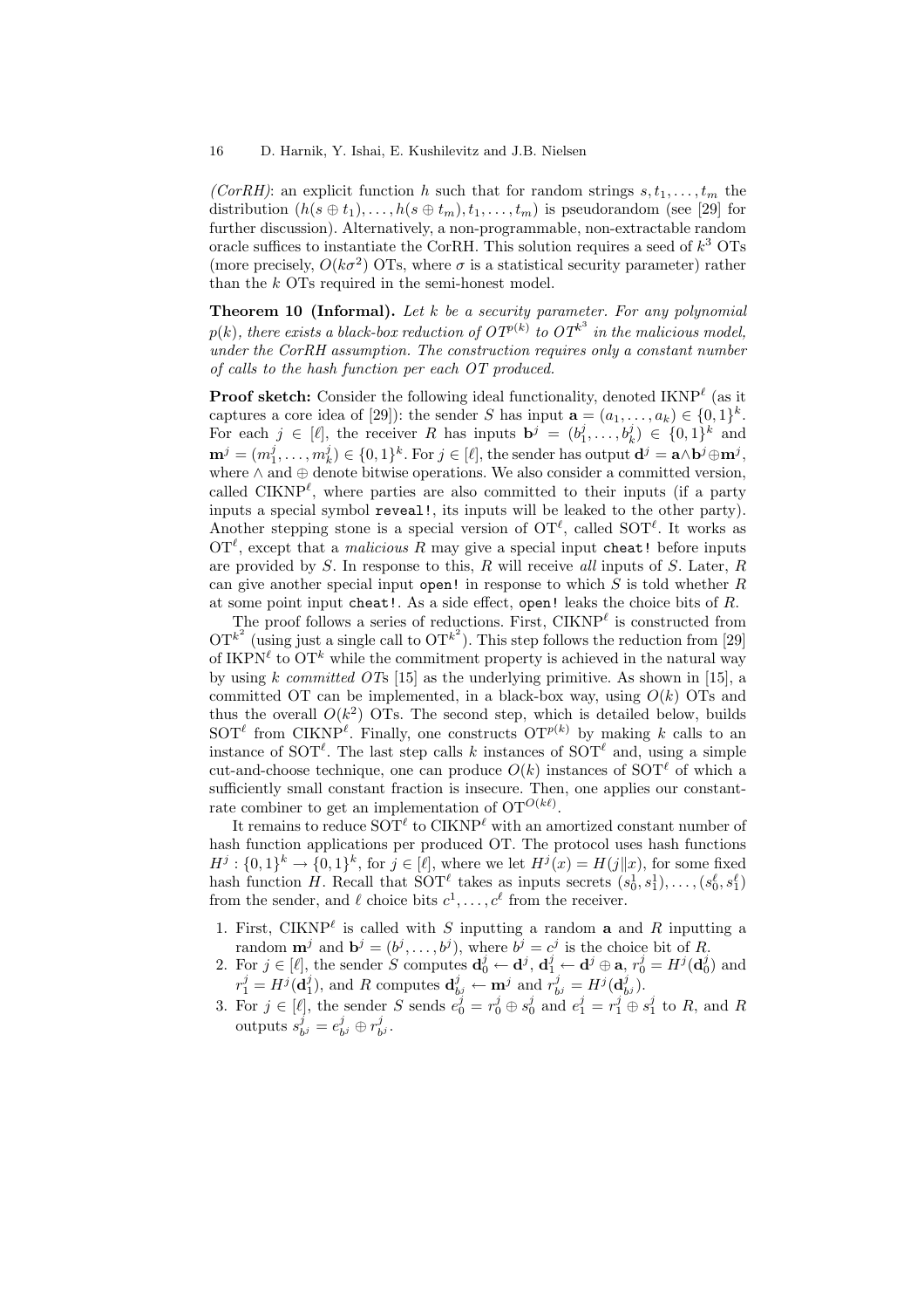*(CorRH)*: an explicit function $h$ such that for random strings $s, t_1, \ldots, t_m$ the distribution $(h(s \oplus t_1), \ldots, h(s \oplus t_m), t_1, \ldots, t_m)$ is pseudorandom (see [29] for further discussion). Alternatively, a non-programmable, non-extractable random oracle suffices to instantiate the CorRH. This solution requires a seed of $k^3$ OTs (more precisely, $O(k\sigma^2)$ OTs, where $\sigma$ is a statistical security parameter) rather than the $k$ OTs required in the semi-honest model.

**Theorem 10 (Informal).** *Let $k$ be a security parameter. For any polynomial $p(k)$, there exists a black-box reduction of $OT^{p(k)}$ to $OT^{k^3}$ in the malicious model, under the CorRH assumption. The construction requires only a constant number of calls to the hash function per each OT produced.*

**Proof sketch:** Consider the following ideal functionality, denoted $\text{IKNP}^\ell$ (as it captures a core idea of [29]): the sender $S$ has input $\mathbf{a} = (a_1, \ldots, a_k) \in \{0,1\}^k$. For each $j \in [\ell]$, the receiver $R$ has inputs $\mathbf{b}^j = (b_1^j, \ldots, b_k^j) \in \{0,1\}^k$ and $\mathbf{m}^j = (m_1^j, \ldots, m_k^j) \in \{0,1\}^k$. For $j \in [\ell]$, the sender has output $\mathbf{d}^j = \mathbf{a} \wedge \mathbf{b}^j \oplus \mathbf{m}^j$, where $\wedge$ and $\oplus$ denote bitwise operations. We also consider a committed version, called $\text{CIKNP}^\ell$, where parties are also committed to their inputs (if a party inputs a special symbol `reveal!`, its inputs will be leaked to the other party). Another stepping stone is a special version of $\text{OT}^\ell$, called $\text{SOT}^\ell$. It works as $\text{OT}^\ell$, except that a *malicious* $R$ may give a special input `cheat!` before inputs are provided by $S$. In response to this, $R$ will receive *all* inputs of $S$. Later, $R$ can give another special input `open!` in response to which $S$ is told whether $R$ at some point input `cheat!`. As a side effect, `open!` leaks the choice bits of $R$.

The proof follows a series of reductions. First, $\text{CIKNP}^\ell$ is constructed from $\text{OT}^{k^2}$ (using just a single call to $\text{OT}^{k^2}$). This step follows the reduction from [29] of $\text{IKPN}^\ell$ to $\text{OT}^k$ while the commitment property is achieved in the natural way by using $k$ *committed OT*s [15] as the underlying primitive. As shown in [15], a committed OT can be implemented, in a black-box way, using $O(k)$ OTs and thus the overall $O(k^2)$ OTs. The second step, which is detailed below, builds $\text{SOT}^\ell$ from $\text{CIKNP}^\ell$. Finally, one constructs $\text{OT}^{p(k)}$ by making $k$ calls to an instance of $\text{SOT}^\ell$. The last step calls $k$ instances of $\text{SOT}^\ell$ and, using a simple cut-and-choose technique, one can produce $O(k)$ instances of $\text{SOT}^\ell$ of which a sufficiently small constant fraction is insecure. Then, one applies our constant-rate combiner to get an implementation of $\text{OT}^{O(k\ell)}$.

It remains to reduce $\text{SOT}^\ell$ to $\text{CIKNP}^\ell$ with an amortized constant number of hash function applications per produced OT. The protocol uses hash functions $H^j : \{0,1\}^k \to \{0,1\}^k$, for $j \in [\ell]$, where we let $H^j(x) = H(j \| x)$, for some fixed hash function $H$. Recall that $\text{SOT}^\ell$ takes as inputs secrets $(s_0^1, s_1^1), \ldots, (s_0^\ell, s_1^\ell)$ from the sender, and $\ell$ choice bits $c^1, \ldots, c^\ell$ from the receiver.

1. First, $\text{CIKNP}^\ell$ is called with $S$ inputting a random $\mathbf{a}$ and $R$ inputting a random $\mathbf{m}^j$ and $\mathbf{b}^j = (b^j, \ldots, b^j)$, where $b^j = c^j$ is the choice bit of $R$.
2. For $j \in [\ell]$, the sender $S$ computes $\mathbf{d}_0^j \leftarrow \mathbf{d}^j$, $\mathbf{d}_1^j \leftarrow \mathbf{d}^j \oplus \mathbf{a}$, $r_0^j = H^j(\mathbf{d}_0^j)$ and $r_1^j = H^j(\mathbf{d}_1^j)$, and $R$ computes $\mathbf{d}_{b^j}^j \leftarrow \mathbf{m}^j$ and $r_{b^j}^j = H^j(\mathbf{d}_{b^j}^j)$.
3. For $j \in [\ell]$, the sender $S$ sends $e_0^j = r_0^j \oplus s_0^j$ and $e_1^j = r_1^j \oplus s_1^j$ to $R$, and $R$ outputs $s_{b^j}^j = e_{b^j}^j \oplus r_{b^j}^j$.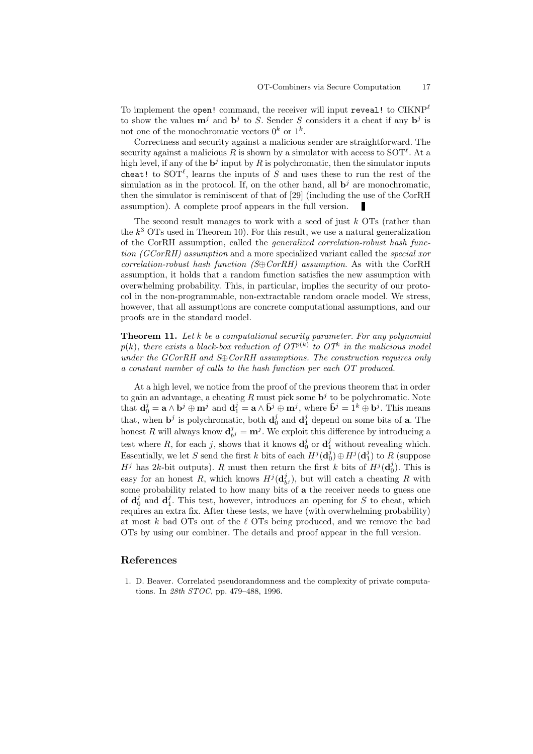To implement the `open!` command, the receiver will input `reveal!` to $\text{CIKNP}^{\ell}$ to show the values $\mathbf{m}^j$ and $\mathbf{b}^j$ to $S$. Sender $S$ considers it a cheat if any $\mathbf{b}^j$ is not one of the monochromatic vectors $0^k$ or $1^k$.

Correctness and security against a malicious sender are straightforward. The security against a malicious $R$ is shown by a simulator with access to $\text{SOT}^{\ell}$. At a high level, if any of the $\mathbf{b}^j$ input by $R$ is polychromatic, then the simulator inputs `cheat!` to $\text{SOT}^{\ell}$, learns the inputs of $S$ and uses these to run the rest of the simulation as in the protocol. If, on the other hand, all $\mathbf{b}^j$ are monochromatic, then the simulator is reminiscent of that of [29] (including the use of the CorRH assumption). A complete proof appears in the full version. ∎

The second result manages to work with a seed of just $k$ OTs (rather than the $k^3$ OTs used in Theorem 10). For this result, we use a natural generalization of the CorRH assumption, called the *generalized correlation-robust hash function (GCorRH) assumption* and a more specialized variant called the *special xor correlation-robust hash function (S⊕CorRH) assumption*. As with the CorRH assumption, it holds that a random function satisfies the new assumption with overwhelming probability. This, in particular, implies the security of our protocol in the non-programmable, non-extractable random oracle model. We stress, however, that all assumptions are concrete computational assumptions, and our proofs are in the standard model.

**Theorem 11.** *Let $k$ be a computational security parameter. For any polynomial $p(k)$, there exists a black-box reduction of $OT^{p(k)}$ to $OT^k$ in the malicious model under the GCorRH and S⊕CorRH assumptions. The construction requires only a constant number of calls to the hash function per each OT produced.*

At a high level, we notice from the proof of the previous theorem that in order to gain an advantage, a cheating $R$ must pick some $\mathbf{b}^j$ to be polychromatic. Note that $\mathbf{d}_0^j = \mathbf{a} \wedge \mathbf{b}^j \oplus \mathbf{m}^j$ and $\mathbf{d}_1^j = \mathbf{a} \wedge \bar{\mathbf{b}}^j \oplus \mathbf{m}^j$, where $\bar{\mathbf{b}}^j = 1^k \oplus \mathbf{b}^j$. This means that, when $\mathbf{b}^j$ is polychromatic, both $\mathbf{d}_0^j$ and $\mathbf{d}_1^j$ depend on some bits of $\mathbf{a}$. The honest $R$ will always know $\mathbf{d}_{b^j}^j = \mathbf{m}^j$. We exploit this difference by introducing a test where $R$, for each $j$, shows that it knows $\mathbf{d}_0^j$ or $\mathbf{d}_1^j$ without revealing which. Essentially, we let $S$ send the first $k$ bits of each $H^j(\mathbf{d}_0^j) \oplus H^j(\mathbf{d}_1^j)$ to $R$ (suppose $H^j$ has $2k$-bit outputs). $R$ must then return the first $k$ bits of $H^j(\mathbf{d}_0^j)$. This is easy for an honest $R$, which knows $H^j(\mathbf{d}_{b^j}^j)$, but will catch a cheating $R$ with some probability related to how many bits of $\mathbf{a}$ the receiver needs to guess one of $\mathbf{d}_0^j$ and $\mathbf{d}_1^j$. This test, however, introduces an opening for $S$ to cheat, which requires an extra fix. After these tests, we have (with overwhelming probability) at most $k$ bad OTs out of the $\ell$ OTs being produced, and we remove the bad OTs by using our combiner. The details and proof appear in the full version.

## References

1. D. Beaver. Correlated pseudorandomness and the complexity of private computations. In *28th STOC*, pp. 479–488, 1996.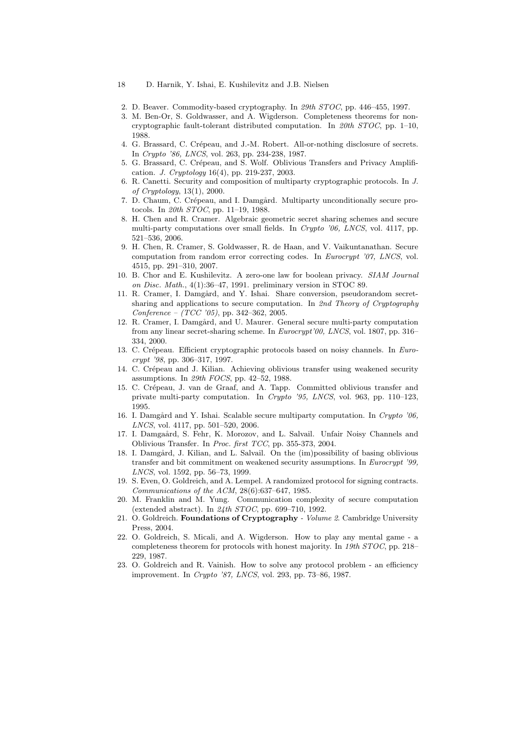2. D. Beaver. Commodity-based cryptography. In *29th STOC*, pp. 446–455, 1997.
3. M. Ben-Or, S. Goldwasser, and A. Wigderson. Completeness theorems for non-cryptographic fault-tolerant distributed computation. In *20th STOC*, pp. 1–10, 1988.
4. G. Brassard, C. Crépeau, and J.-M. Robert. All-or-nothing disclosure of secrets. In *Crypto '86, LNCS*, vol. 263, pp. 234-238, 1987.
5. G. Brassard, C. Crépeau, and S. Wolf. Oblivious Transfers and Privacy Amplification. *J. Cryptology* 16(4), pp. 219-237, 2003.
6. R. Canetti. Security and composition of multiparty cryptographic protocols. In *J. of Cryptology*, 13(1), 2000.
7. D. Chaum, C. Crépeau, and I. Damgård. Multiparty unconditionally secure protocols. In *20th STOC*, pp. 11–19, 1988.
8. H. Chen and R. Cramer. Algebraic geometric secret sharing schemes and secure multi-party computations over small fields. In *Crypto '06, LNCS*, vol. 4117, pp. 521–536, 2006.
9. H. Chen, R. Cramer, S. Goldwasser, R. de Haan, and V. Vaikuntanathan. Secure computation from random error correcting codes. In *Eurocrypt '07, LNCS*, vol. 4515, pp. 291–310, 2007.
10. B. Chor and E. Kushilevitz. A zero-one law for boolean privacy. *SIAM Journal on Disc. Math.*, 4(1):36–47, 1991. preliminary version in STOC 89.
11. R. Cramer, I. Damgård, and Y. Ishai. Share conversion, pseudorandom secret-sharing and applications to secure computation. In *2nd Theory of Cryptography Conference – (TCC '05)*, pp. 342–362, 2005.
12. R. Cramer, I. Damgård, and U. Maurer. General secure multi-party computation from any linear secret-sharing scheme. In *Eurocrypt'00, LNCS*, vol. 1807, pp. 316–334, 2000.
13. C. Crépeau. Efficient cryptographic protocols based on noisy channels. In *Eurocrypt '98*, pp. 306–317, 1997.
14. C. Crépeau and J. Kilian. Achieving oblivious transfer using weakened security assumptions. In *29th FOCS*, pp. 42–52, 1988.
15. C. Crépeau, J. van de Graaf, and A. Tapp. Committed oblivious transfer and private multi-party computation. In *Crypto '95, LNCS*, vol. 963, pp. 110–123, 1995.
16. I. Damgård and Y. Ishai. Scalable secure multiparty computation. In *Crypto '06, LNCS*, vol. 4117, pp. 501–520, 2006.
17. I. Damgaård, S. Fehr, K. Morozov, and L. Salvail. Unfair Noisy Channels and Oblivious Transfer. In *Proc. first TCC*, pp. 355-373, 2004.
18. I. Damgård, J. Kilian, and L. Salvail. On the (im)possibility of basing oblivious transfer and bit commitment on weakened security assumptions. In *Eurocrypt '99, LNCS*, vol. 1592, pp. 56–73, 1999.
19. S. Even, O. Goldreich, and A. Lempel. A randomized protocol for signing contracts. *Communications of the ACM*, 28(6):637–647, 1985.
20. M. Franklin and M. Yung. Communication complexity of secure computation (extended abstract). In *24th STOC*, pp. 699–710, 1992.
21. O. Goldreich. **Foundations of Cryptography** - *Volume 2*. Cambridge University Press, 2004.
22. O. Goldreich, S. Micali, and A. Wigderson. How to play any mental game - a completeness theorem for protocols with honest majority. In *19th STOC*, pp. 218–229, 1987.
23. O. Goldreich and R. Vainish. How to solve any protocol problem - an efficiency improvement. In *Crypto '87, LNCS*, vol. 293, pp. 73–86, 1987.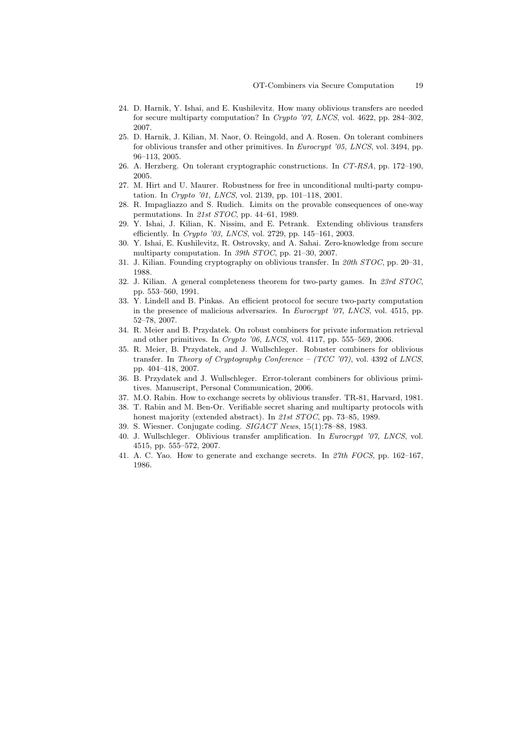24. D. Harnik, Y. Ishai, and E. Kushilevitz. How many oblivious transfers are needed for secure multiparty computation? In *Crypto '07, LNCS*, vol. 4622, pp. 284–302, 2007.
25. D. Harnik, J. Kilian, M. Naor, O. Reingold, and A. Rosen. On tolerant combiners for oblivious transfer and other primitives. In *Eurocrypt '05, LNCS*, vol. 3494, pp. 96–113, 2005.
26. A. Herzberg. On tolerant cryptographic constructions. In *CT-RSA*, pp. 172–190, 2005.
27. M. Hirt and U. Maurer. Robustness for free in unconditional multi-party computation. In *Crypto '01, LNCS*, vol. 2139, pp. 101–118, 2001.
28. R. Impagliazzo and S. Rudich. Limits on the provable consequences of one-way permutations. In *21st STOC*, pp. 44–61, 1989.
29. Y. Ishai, J. Kilian, K. Nissim, and E. Petrank. Extending oblivious transfers efficiently. In *Crypto '03, LNCS*, vol. 2729, pp. 145–161, 2003.
30. Y. Ishai, E. Kushilevitz, R. Ostrovsky, and A. Sahai. Zero-knowledge from secure multiparty computation. In *39th STOC*, pp. 21–30, 2007.
31. J. Kilian. Founding cryptography on oblivious transfer. In *20th STOC*, pp. 20–31, 1988.
32. J. Kilian. A general completeness theorem for two-party games. In *23rd STOC*, pp. 553–560, 1991.
33. Y. Lindell and B. Pinkas. An efficient protocol for secure two-party computation in the presence of malicious adversaries. In *Eurocrypt '07, LNCS*, vol. 4515, pp. 52–78, 2007.
34. R. Meier and B. Przydatek. On robust combiners for private information retrieval and other primitives. In *Crypto '06, LNCS*, vol. 4117, pp. 555–569, 2006.
35. R. Meier, B. Przydatek, and J. Wullschleger. Robuster combiners for oblivious transfer. In *Theory of Cryptography Conference – (TCC '07)*, vol. 4392 of *LNCS*, pp. 404–418, 2007.
36. B. Przydatek and J. Wullschleger. Error-tolerant combiners for oblivious primitives. Manuscript, Personal Communication, 2006.
37. M.O. Rabin. How to exchange secrets by oblivious transfer. TR-81, Harvard, 1981.
38. T. Rabin and M. Ben-Or. Verifiable secret sharing and multiparty protocols with honest majority (extended abstract). In *21st STOC*, pp. 73–85, 1989.
39. S. Wiesner. Conjugate coding. *SIGACT News*, 15(1):78–88, 1983.
40. J. Wullschleger. Oblivious transfer amplification. In *Eurocrypt '07, LNCS*, vol. 4515, pp. 555–572, 2007.
41. A. C. Yao. How to generate and exchange secrets. In *27th FOCS*, pp. 162–167, 1986.